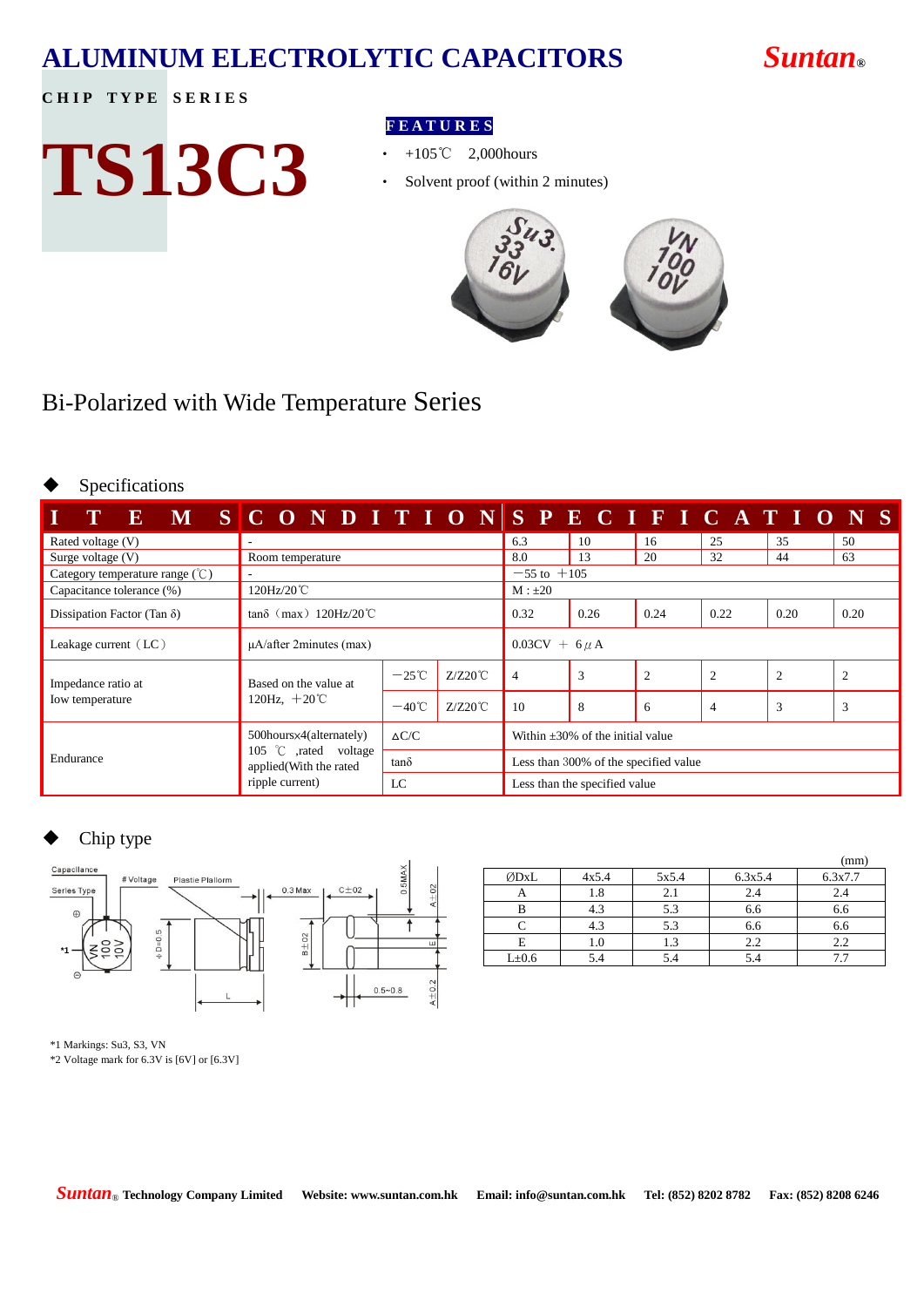# ALUMINUM ELECTROLYTIC CAPACITORS

**Suntan®**

**CHIP TYPE SERIES**

# TS13C3

**FEATURES**

- +105℃ 2,000hours
- Solvent proof (within 2 minutes)

## Bi-Polarized with Wide Temperature Series

### ◆ Specifications

| ITEMS | CONDITION | | | SPECIFICATIONS | | | | | |
|---|---|---|---|---|---|---|---|---|---|
| Rated voltage (V) | - | | | 6.3 | 10 | 16 | 25 | 35 | 50 |
| Surge voltage (V) | Room temperature | | | 8.0 | 13 | 20 | 32 | 44 | 63 |
| Category temperature range (℃) | - | | | −55 to +105 | | | | | |
| Capacitance tolerance (%) | 120Hz/20℃ | | | M : ±20 | | | | | |
| Dissipation Factor (Tan δ) | tanδ（max）120Hz/20℃ | | | 0.32 | 0.26 | 0.24 | 0.22 | 0.20 | 0.20 |
| Leakage current（LC） | μA/after 2minutes (max) | | | 0.03CV ＋ 6μA | | | | | |
| Impedance ratio at low temperature | Based on the value at 120Hz, +20℃ | −25℃ | Z/Z20℃ | 4 | 3 | 2 | 2 | 2 | 2 |
| | | −40℃ | Z/Z20℃ | 10 | 8 | 6 | 4 | 3 | 3 |
| Endurance | 500hoursx4(alternately) 105 ℃ ,rated voltage applied(With the rated ripple current) | ΔC/C | | Within ±30% of the initial value | | | | | |
| | | tanδ | | Less than 300% of the specified value | | | | | |
| | | LC | | Less than the specified value | | | | | |

### ◆ Chip type

(mm)

| ØDxL | 4x5.4 | 5x5.4 | 6.3x5.4 | 6.3x7.7 |
|---|---|---|---|---|
| A | 1.8 | 2.1 | 2.4 | 2.4 |
| B | 4.3 | 5.3 | 6.6 | 6.6 |
| C | 4.3 | 5.3 | 6.6 | 6.6 |
| E | 1.0 | 1.3 | 2.2 | 2.2 |
| L±0.6 | 5.4 | 5.4 | 5.4 | 7.7 |

*1 Markings: Su3, S3, VN
*2 Voltage mark for 6.3V is [6V] or [6.3V]

**Suntan® Technology Company Limited** **Website: www.suntan.com.hk** **Email: info@suntan.com.hk** **Tel: (852) 8202 8782** **Fax: (852) 8208 6246**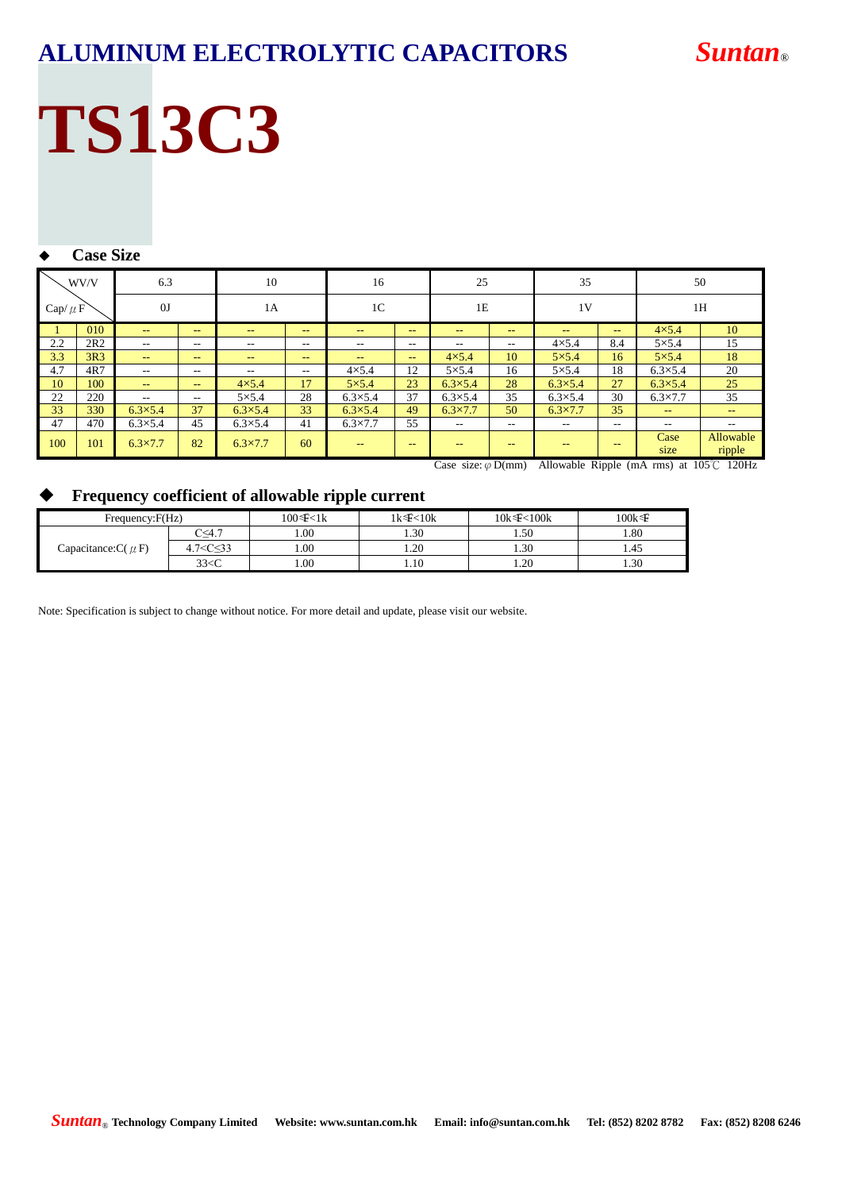# ALUMINUM ELECTROLYTIC CAPACITORS

*Suntan®*

# TS13C3

## ◆ Case Size

| WV/V Cap/μF | | 6.3 | | 10 | | 16 | | 25 | | 35 | | 50 | |
|---|---|---|---|---|---|---|---|---|---|---|---|---|---|
| | | 0J | | 1A | | 1C | | 1E | | 1V | | 1H | |
| 1 | 010 | -- | -- | -- | -- | -- | -- | -- | -- | -- | -- | 4×5.4 | 10 |
| 2.2 | 2R2 | -- | -- | -- | -- | -- | -- | -- | -- | 4×5.4 | 8.4 | 5×5.4 | 15 |
| 3.3 | 3R3 | -- | -- | -- | -- | -- | -- | 4×5.4 | 10 | 5×5.4 | 16 | 5×5.4 | 18 |
| 4.7 | 4R7 | -- | -- | -- | -- | 4×5.4 | 12 | 5×5.4 | 16 | 5×5.4 | 18 | 6.3×5.4 | 20 |
| 10 | 100 | -- | -- | 4×5.4 | 17 | 5×5.4 | 23 | 6.3×5.4 | 28 | 6.3×5.4 | 27 | 6.3×5.4 | 25 |
| 22 | 220 | -- | -- | 5×5.4 | 28 | 6.3×5.4 | 37 | 6.3×5.4 | 35 | 6.3×5.4 | 30 | 6.3×7.7 | 35 |
| 33 | 330 | 6.3×5.4 | 37 | 6.3×5.4 | 33 | 6.3×5.4 | 49 | 6.3×7.7 | 50 | 6.3×7.7 | 35 | -- | -- |
| 47 | 470 | 6.3×5.4 | 45 | 6.3×5.4 | 41 | 6.3×7.7 | 55 | -- | -- | -- | -- | -- | -- |
| 100 | 101 | 6.3×7.7 | 82 | 6.3×7.7 | 60 | -- | -- | -- | -- | -- | -- | Case size | Allowable ripple |

Case size: φD(mm) Allowable Ripple (mA rms) at 105℃ 120Hz

## ◆ Frequency coefficient of allowable ripple current

| Frequency:F(Hz) | | 100≤F<1k | 1k≤F<10k | 10k≤F<100k | 100k≤F |
|---|---|---|---|---|---|
| Capacitance:C(μF) | C≤4.7 | 1.00 | 1.30 | 1.50 | 1.80 |
| | 4.7<C≤33 | 1.00 | 1.20 | 1.30 | 1.45 |
| | 33<C | 1.00 | 1.10 | 1.20 | 1.30 |

Note: Specification is subject to change without notice. For more detail and update, please visit our website.

*Suntan®* Technology Company Limited Website: www.suntan.com.hk Email: info@suntan.com.hk Tel: (852) 8202 8782 Fax: (852) 8208 6246